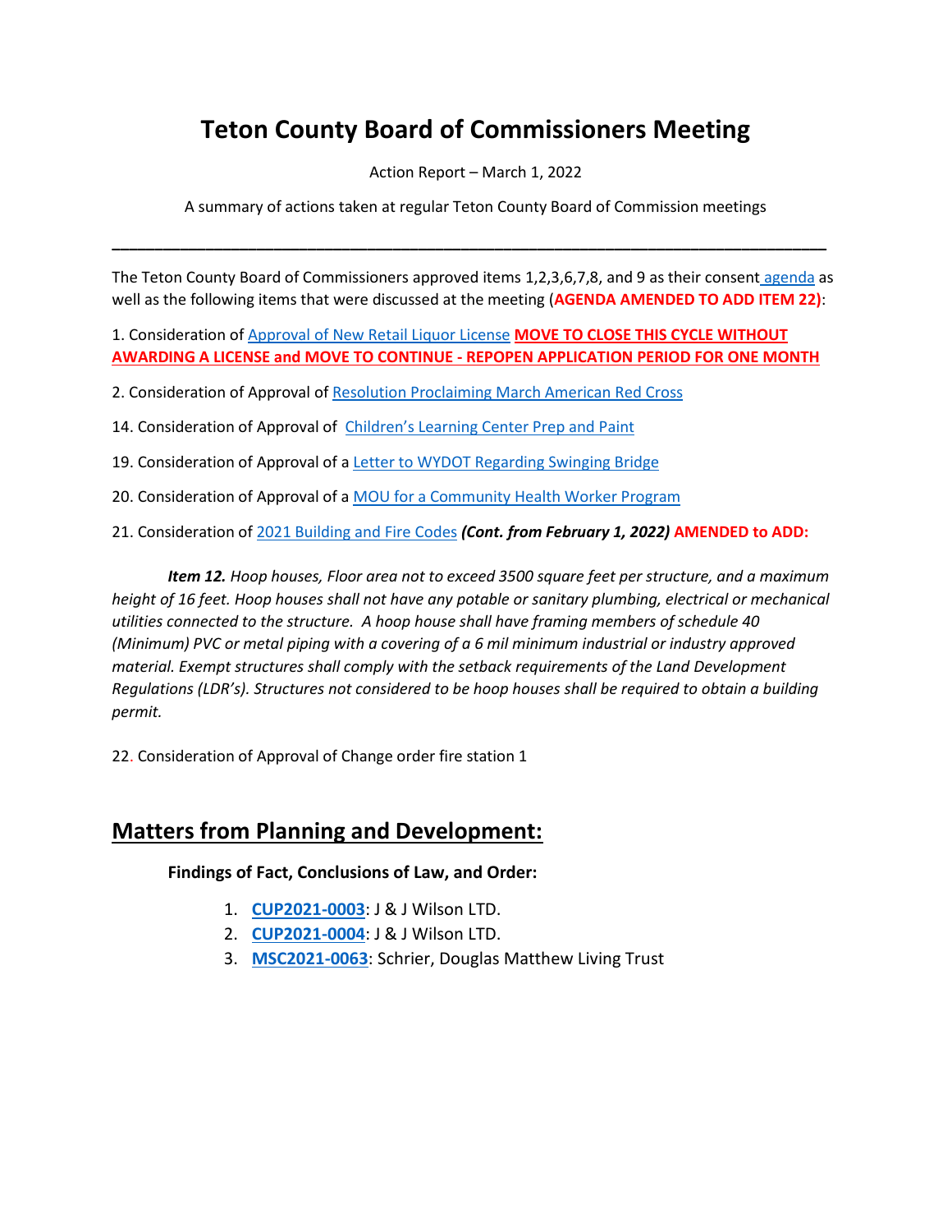# Teton County Board of Commissioners Meeting

Action Report – March 1, 2022

A summary of actions taken at regular Teton County Board of Commission meetings

---

The Teton County Board of Commissioners approved items 1,2,3,6,7,8, and 9 as their consent agenda as well as the following items that were discussed at the meeting (**AGENDA AMENDED TO ADD ITEM 22)**:

1. Consideration of Approval of New Retail Liquor License **MOVE TO CLOSE THIS CYCLE WITHOUT AWARDING A LICENSE and MOVE TO CONTINUE - REPOPEN APPLICATION PERIOD FOR ONE MONTH**

2. Consideration of Approval of Resolution Proclaiming March American Red Cross

14. Consideration of Approval of Children's Learning Center Prep and Paint

19. Consideration of Approval of a Letter to WYDOT Regarding Swinging Bridge

20. Consideration of Approval of a MOU for a Community Health Worker Program

21. Consideration of 2021 Building and Fire Codes ***(Cont. from February 1, 2022)*** **AMENDED to ADD:**

> ***Item 12.*** *Hoop houses, Floor area not to exceed 3500 square feet per structure, and a maximum height of 16 feet. Hoop houses shall not have any potable or sanitary plumbing, electrical or mechanical utilities connected to the structure. A hoop house shall have framing members of schedule 40 (Minimum) PVC or metal piping with a covering of a 6 mil minimum industrial or industry approved material. Exempt structures shall comply with the setback requirements of the Land Development Regulations (LDR's). Structures not considered to be hoop houses shall be required to obtain a building permit.*

22. Consideration of Approval of Change order fire station 1

## Matters from Planning and Development:

**Findings of Fact, Conclusions of Law, and Order:**

1. **CUP2021-0003**: J & J Wilson LTD.
2. **CUP2021-0004**: J & J Wilson LTD.
3. **MSC2021-0063**: Schrier, Douglas Matthew Living Trust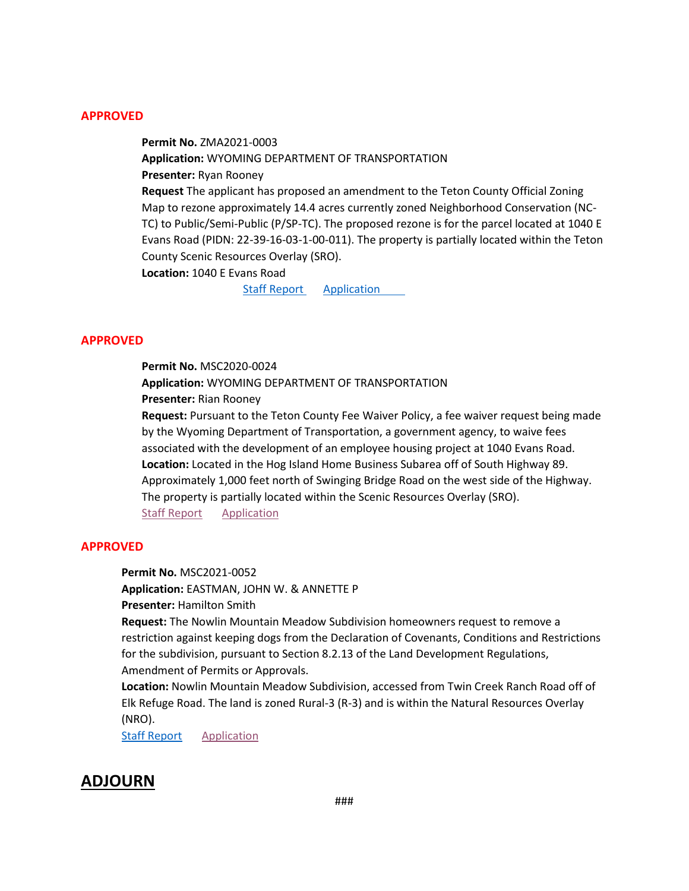**APPROVED**

**Permit No.** ZMA2021-0003
**Application:** WYOMING DEPARTMENT OF TRANSPORTATION
**Presenter:** Ryan Rooney
**Request** The applicant has proposed an amendment to the Teton County Official Zoning Map to rezone approximately 14.4 acres currently zoned Neighborhood Conservation (NC-TC) to Public/Semi-Public (P/SP-TC). The proposed rezone is for the parcel located at 1040 E Evans Road (PIDN: 22-39-16-03-1-00-011). The property is partially located within the Teton County Scenic Resources Overlay (SRO).
**Location:** 1040 E Evans Road
Staff Report Application

**APPROVED**

**Permit No.** MSC2020-0024
**Application:** WYOMING DEPARTMENT OF TRANSPORTATION
**Presenter:** Rian Rooney
**Request:** Pursuant to the Teton County Fee Waiver Policy, a fee waiver request being made by the Wyoming Department of Transportation, a government agency, to waive fees associated with the development of an employee housing project at 1040 Evans Road.
**Location:** Located in the Hog Island Home Business Subarea off of South Highway 89. Approximately 1,000 feet north of Swinging Bridge Road on the west side of the Highway. The property is partially located within the Scenic Resources Overlay (SRO).
Staff Report Application

**APPROVED**

**Permit No.** MSC2021-0052
**Application:** EASTMAN, JOHN W. & ANNETTE P
**Presenter:** Hamilton Smith
**Request:** The Nowlin Mountain Meadow Subdivision homeowners request to remove a restriction against keeping dogs from the Declaration of Covenants, Conditions and Restrictions for the subdivision, pursuant to Section 8.2.13 of the Land Development Regulations, Amendment of Permits or Approvals.
**Location:** Nowlin Mountain Meadow Subdivision, accessed from Twin Creek Ranch Road off of Elk Refuge Road. The land is zoned Rural-3 (R-3) and is within the Natural Resources Overlay (NRO).
Staff Report Application

## ADJOURN

###